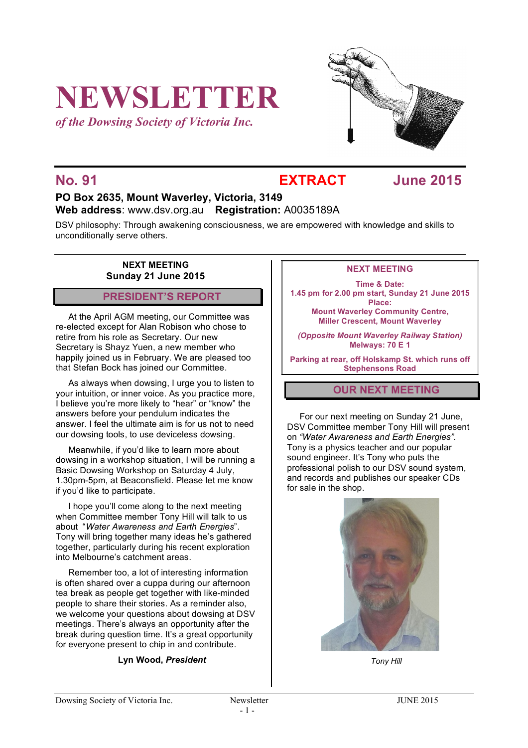# NEWSLETTER

*of the Dowsing Society of Victoria Inc.*

## No. 91 EXTRACT June 2015

**PO Box 2635, Mount Waverley, Victoria, 3149**
**Web address**: www.dsv.org.au **Registration:** A0035189A

DSV philosophy: Through awakening consciousness, we are empowered with knowledge and skills to unconditionally serve others.

**NEXT MEETING**
**Sunday 21 June 2015**

## PRESIDENT'S REPORT

At the April AGM meeting, our Committee was re-elected except for Alan Robison who chose to retire from his role as Secretary. Our new Secretary is Shayz Yuen, a new member who happily joined us in February. We are pleased too that Stefan Bock has joined our Committee.

As always when dowsing, I urge you to listen to your intuition, or inner voice. As you practice more, I believe you're more likely to "hear" or "know" the answers before your pendulum indicates the answer. I feel the ultimate aim is for us not to need our dowsing tools, to use deviceless dowsing.

Meanwhile, if you'd like to learn more about dowsing in a workshop situation, I will be running a Basic Dowsing Workshop on Saturday 4 July, 1.30pm-5pm, at Beaconsfield. Please let me know if you'd like to participate.

I hope you'll come along to the next meeting when Committee member Tony Hill will talk to us about "*Water Awareness and Earth Energies*". Tony will bring together many ideas he's gathered together, particularly during his recent exploration into Melbourne's catchment areas.

Remember too, a lot of interesting information is often shared over a cuppa during our afternoon tea break as people get together with like-minded people to share their stories. As a reminder also, we welcome your questions about dowsing at DSV meetings. There's always an opportunity after the break during question time. It's a great opportunity for everyone present to chip in and contribute.

**Lyn Wood, *President***

**NEXT MEETING**

**Time & Date:**
**1.45 pm for 2.00 pm start, Sunday 21 June 2015**
**Place:**
**Mount Waverley Community Centre, Miller Crescent, Mount Waverley**

***(Opposite Mount Waverley Railway Station)***
**Melways: 70 E 1**

**Parking at rear, off Holskamp St. which runs off Stephensons Road**

## OUR NEXT MEETING

For our next meeting on Sunday 21 June, DSV Committee member Tony Hill will present on *"Water Awareness and Earth Energies"*. Tony is a physics teacher and our popular sound engineer. It's Tony who puts the professional polish to our DSV sound system, and records and publishes our speaker CDs for sale in the shop.

*Tony Hill*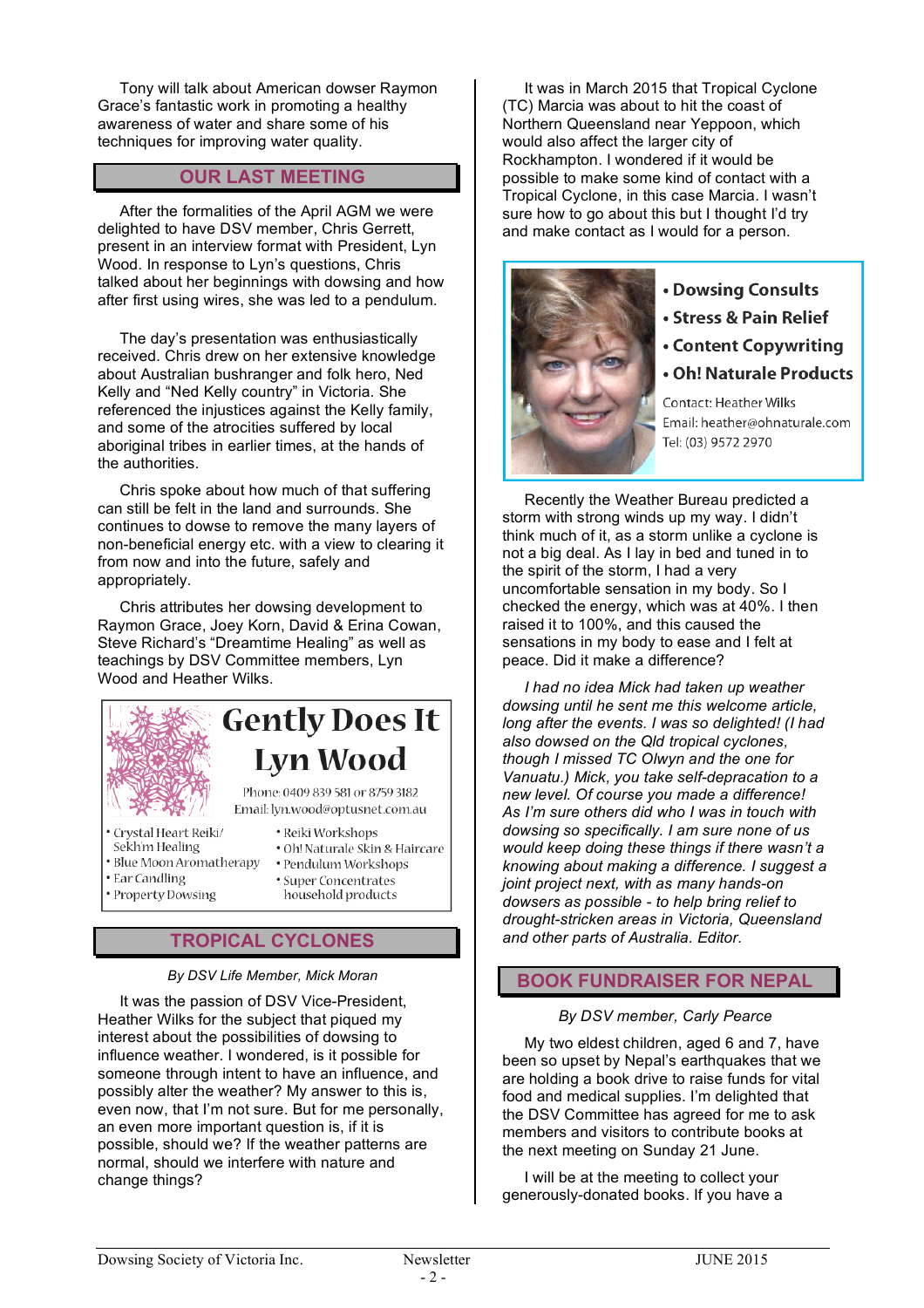Tony will talk about American dowser Raymon Grace's fantastic work in promoting a healthy awareness of water and share some of his techniques for improving water quality.

## OUR LAST MEETING

After the formalities of the April AGM we were delighted to have DSV member, Chris Gerrett, present in an interview format with President, Lyn Wood. In response to Lyn's questions, Chris talked about her beginnings with dowsing and how after first using wires, she was led to a pendulum.

The day's presentation was enthusiastically received. Chris drew on her extensive knowledge about Australian bushranger and folk hero, Ned Kelly and "Ned Kelly country" in Victoria. She referenced the injustices against the Kelly family, and some of the atrocities suffered by local aboriginal tribes in earlier times, at the hands of the authorities.

Chris spoke about how much of that suffering can still be felt in the land and surrounds. She continues to dowse to remove the many layers of non-beneficial energy etc. with a view to clearing it from now and into the future, safely and appropriately.

Chris attributes her dowsing development to Raymon Grace, Joey Korn, David & Erina Cowan, Steve Richard's "Dreamtime Healing" as well as teachings by DSV Committee members, Lyn Wood and Heather Wilks.

**Gently Does It**
**Lyn Wood**
Phone: 0409 839 581 or 8759 3182
Email: lyn.wood@optusnet.com.au

- Crystal Heart Reiki/ Sekh'm Healing
- Blue Moon Aromatherapy
- Ear Candling
- Property Dowsing
- Reiki Workshops
- Oh! Naturale Skin & Haircare
- Pendulum Workshops
- Super Concentrates household products

## TROPICAL CYCLONES

*By DSV Life Member, Mick Moran*

It was the passion of DSV Vice-President, Heather Wilks for the subject that piqued my interest about the possibilities of dowsing to influence weather. I wondered, is it possible for someone through intent to have an influence, and possibly alter the weather? My answer to this is, even now, that I'm not sure. But for me personally, an even more important question is, if it is possible, should we? If the weather patterns are normal, should we interfere with nature and change things?

It was in March 2015 that Tropical Cyclone (TC) Marcia was about to hit the coast of Northern Queensland near Yeppoon, which would also affect the larger city of Rockhampton. I wondered if it would be possible to make some kind of contact with a Tropical Cyclone, in this case Marcia. I wasn't sure how to go about this but I thought I'd try and make contact as I would for a person.

- **Dowsing Consults**
- **Stress & Pain Relief**
- **Content Copywriting**
- **Oh! Naturale Products**

Contact: Heather Wilks
Email: heather@ohnaturale.com
Tel: (03) 9572 2970

Recently the Weather Bureau predicted a storm with strong winds up my way. I didn't think much of it, as a storm unlike a cyclone is not a big deal. As I lay in bed and tuned in to the spirit of the storm, I had a very uncomfortable sensation in my body. So I checked the energy, which was at 40%. I then raised it to 100%, and this caused the sensations in my body to ease and I felt at peace. Did it make a difference?

*I had no idea Mick had taken up weather dowsing until he sent me this welcome article, long after the events. I was so delighted! (I had also dowsed on the Qld tropical cyclones, though I missed TC Olwyn and the one for Vanuatu.) Mick, you take self-depracation to a new level. Of course you made a difference! As I'm sure others did who I was in touch with dowsing so specifically. I am sure none of us would keep doing these things if there wasn't a knowing about making a difference. I suggest a joint project next, with as many hands-on dowsers as possible - to help bring relief to drought-stricken areas in Victoria, Queensland and other parts of Australia. Editor.*

## BOOK FUNDRAISER FOR NEPAL

*By DSV member, Carly Pearce*

My two eldest children, aged 6 and 7, have been so upset by Nepal's earthquakes that we are holding a book drive to raise funds for vital food and medical supplies. I'm delighted that the DSV Committee has agreed for me to ask members and visitors to contribute books at the next meeting on Sunday 21 June.

I will be at the meeting to collect your generously-donated books. If you have a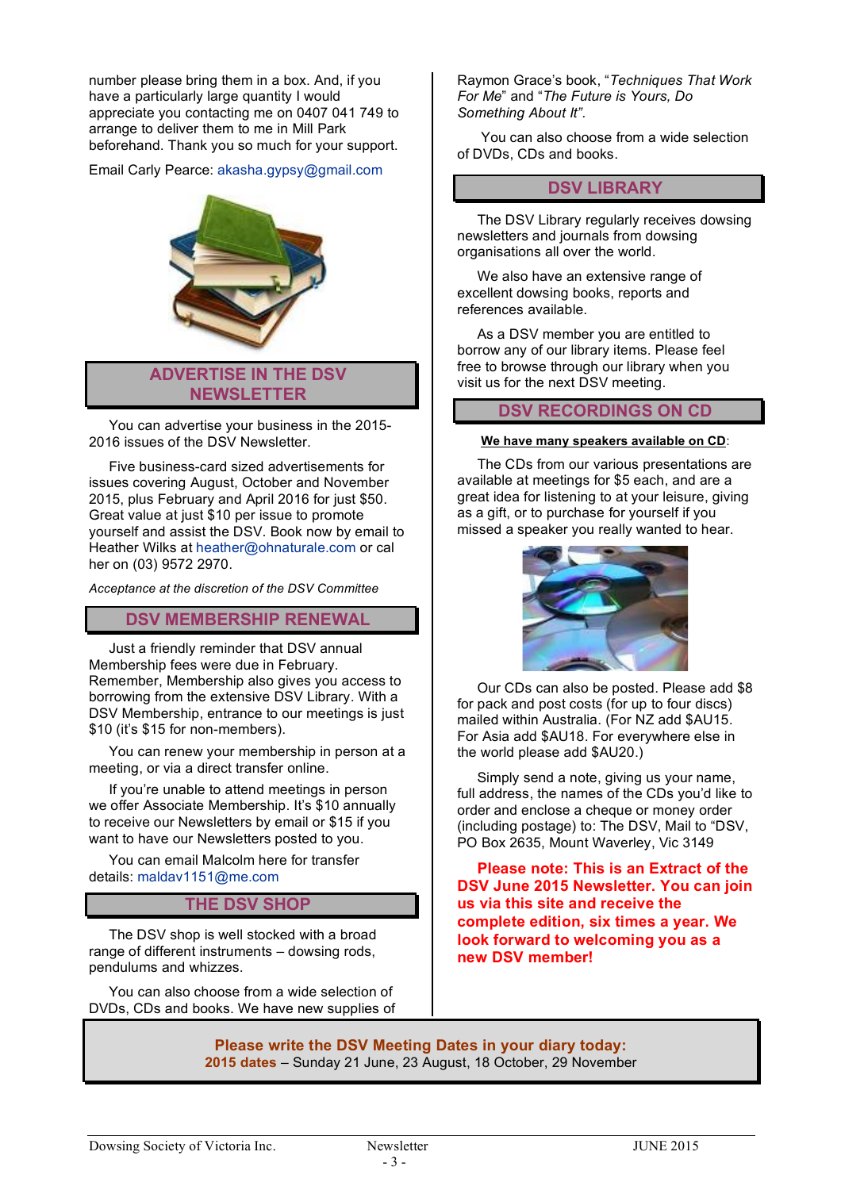number please bring them in a box. And, if you have a particularly large quantity I would appreciate you contacting me on 0407 041 749 to arrange to deliver them to me in Mill Park beforehand. Thank you so much for your support.

Email Carly Pearce: akasha.gypsy@gmail.com

## ADVERTISE IN THE DSV NEWSLETTER

You can advertise your business in the 2015-2016 issues of the DSV Newsletter.

Five business-card sized advertisements for issues covering August, October and November 2015, plus February and April 2016 for just $50. Great value at just $10 per issue to promote yourself and assist the DSV. Book now by email to Heather Wilks at heather@ohnaturale.com or cal her on (03) 9572 2970.

*Acceptance at the discretion of the DSV Committee*

## DSV MEMBERSHIP RENEWAL

Just a friendly reminder that DSV annual Membership fees were due in February. Remember, Membership also gives you access to borrowing from the extensive DSV Library. With a DSV Membership, entrance to our meetings is just $10 (it's $15 for non-members).

You can renew your membership in person at a meeting, or via a direct transfer online.

If you're unable to attend meetings in person we offer Associate Membership. It's $10 annually to receive our Newsletters by email or $15 if you want to have our Newsletters posted to you.

You can email Malcolm here for transfer details: maldav1151@me.com

## THE DSV SHOP

The DSV shop is well stocked with a broad range of different instruments – dowsing rods, pendulums and whizzes.

You can also choose from a wide selection of DVDs, CDs and books. We have new supplies of Raymon Grace's book, "*Techniques That Work For Me*" and "*The Future is Yours, Do Something About It*".

You can also choose from a wide selection of DVDs, CDs and books.

## DSV LIBRARY

The DSV Library regularly receives dowsing newsletters and journals from dowsing organisations all over the world.

We also have an extensive range of excellent dowsing books, reports and references available.

As a DSV member you are entitled to borrow any of our library items. Please feel free to browse through our library when you visit us for the next DSV meeting.

## DSV RECORDINGS ON CD

**We have many speakers available on CD**:

The CDs from our various presentations are available at meetings for $5 each, and are a great idea for listening to at your leisure, giving as a gift, or to purchase for yourself if you missed a speaker you really wanted to hear.

Our CDs can also be posted. Please add $8 for pack and post costs (for up to four discs) mailed within Australia. (For NZ add $AU15. For Asia add $AU18. For everywhere else in the world please add $AU20.)

Simply send a note, giving us your name, full address, the names of the CDs you'd like to order and enclose a cheque or money order (including postage) to: The DSV, Mail to "DSV, PO Box 2635, Mount Waverley, Vic 3149

**Please note: This is an Extract of the DSV June 2015 Newsletter. You can join us via this site and receive the complete edition, six times a year. We look forward to welcoming you as a new DSV member!**

**Please write the DSV Meeting Dates in your diary today:**
**2015 dates** – Sunday 21 June, 23 August, 18 October, 29 November